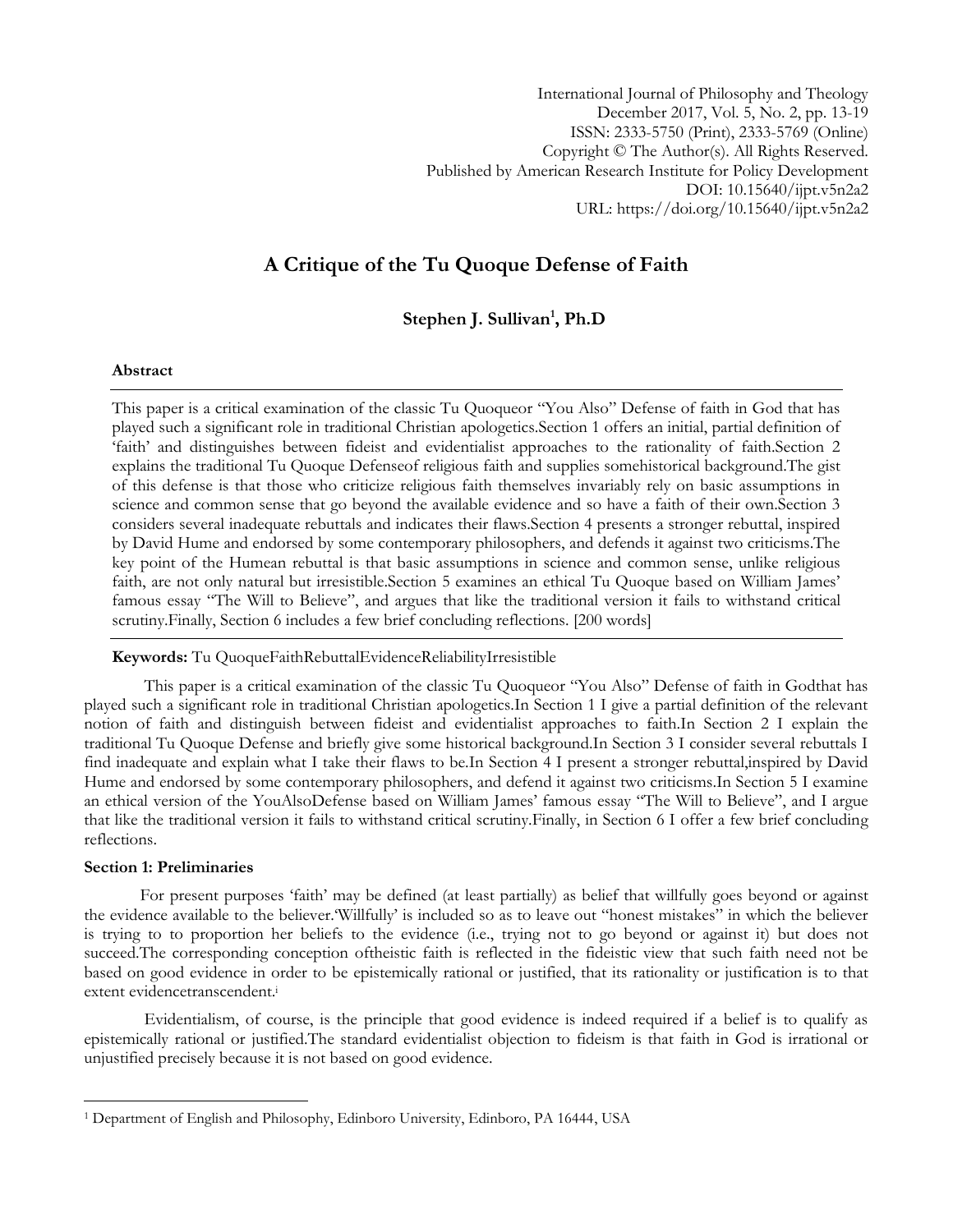International Journal of Philosophy and Theology
December 2017, Vol. 5, No. 2, pp. 13-19
ISSN: 2333-5750 (Print), 2333-5769 (Online)
Copyright © The Author(s). All Rights Reserved.
Published by American Research Institute for Policy Development
DOI: 10.15640/ijpt.v5n2a2
URL: https://doi.org/10.15640/ijpt.v5n2a2

# A Critique of the Tu Quoque Defense of Faith

**Stephen J. Sullivan[1], Ph.D**

### Abstract

This paper is a critical examination of the classic Tu Quoqueor "You Also" Defense of faith in God that has played such a significant role in traditional Christian apologetics.Section 1 offers an initial, partial definition of 'faith' and distinguishes between fideist and evidentialist approaches to the rationality of faith.Section 2 explains the traditional Tu Quoque Defenseof religious faith and supplies somehistorical background.The gist of this defense is that those who criticize religious faith themselves invariably rely on basic assumptions in science and common sense that go beyond the available evidence and so have a faith of their own.Section 3 considers several inadequate rebuttals and indicates their flaws.Section 4 presents a stronger rebuttal, inspired by David Hume and endorsed by some contemporary philosophers, and defends it against two criticisms.The key point of the Humean rebuttal is that basic assumptions in science and common sense, unlike religious faith, are not only natural but irresistible.Section 5 examines an ethical Tu Quoque based on William James' famous essay "The Will to Believe", and argues that like the traditional version it fails to withstand critical scrutiny.Finally, Section 6 includes a few brief concluding reflections. [200 words]

**Keywords:** Tu QuoqueFaithRebuttalEvidenceReliabilityIrresistible

This paper is a critical examination of the classic Tu Quoqueor "You Also" Defense of faith in Godthat has played such a significant role in traditional Christian apologetics.In Section 1 I give a partial definition of the relevant notion of faith and distinguish between fideist and evidentialist approaches to faith.In Section 2 I explain the traditional Tu Quoque Defense and briefly give some historical background.In Section 3 I consider several rebuttals I find inadequate and explain what I take their flaws to be.In Section 4 I present a stronger rebuttal,inspired by David Hume and endorsed by some contemporary philosophers, and defend it against two criticisms.In Section 5 I examine an ethical version of the YouAlsoDefense based on William James' famous essay "The Will to Believe", and I argue that like the traditional version it fails to withstand critical scrutiny.Finally, in Section 6 I offer a few brief concluding reflections.

### Section 1: Preliminaries

For present purposes 'faith' may be defined (at least partially) as belief that willfully goes beyond or against the evidence available to the believer.'Willfully' is included so as to leave out "honest mistakes" in which the believer is trying to to proportion her beliefs to the evidence (i.e., trying not to go beyond or against it) but does not succeed.The corresponding conception oftheistic faith is reflected in the fideistic view that such faith need not be based on good evidence in order to be epistemically rational or justified, that its rationality or justification is to that extent evidencetranscendent.[i]

Evidentialism, of course, is the principle that good evidence is indeed required if a belief is to qualify as epistemically rational or justified.The standard evidentialist objection to fideism is that faith in God is irrational or unjustified precisely because it is not based on good evidence.

---

[1] Department of English and Philosophy, Edinboro University, Edinboro, PA 16444, USA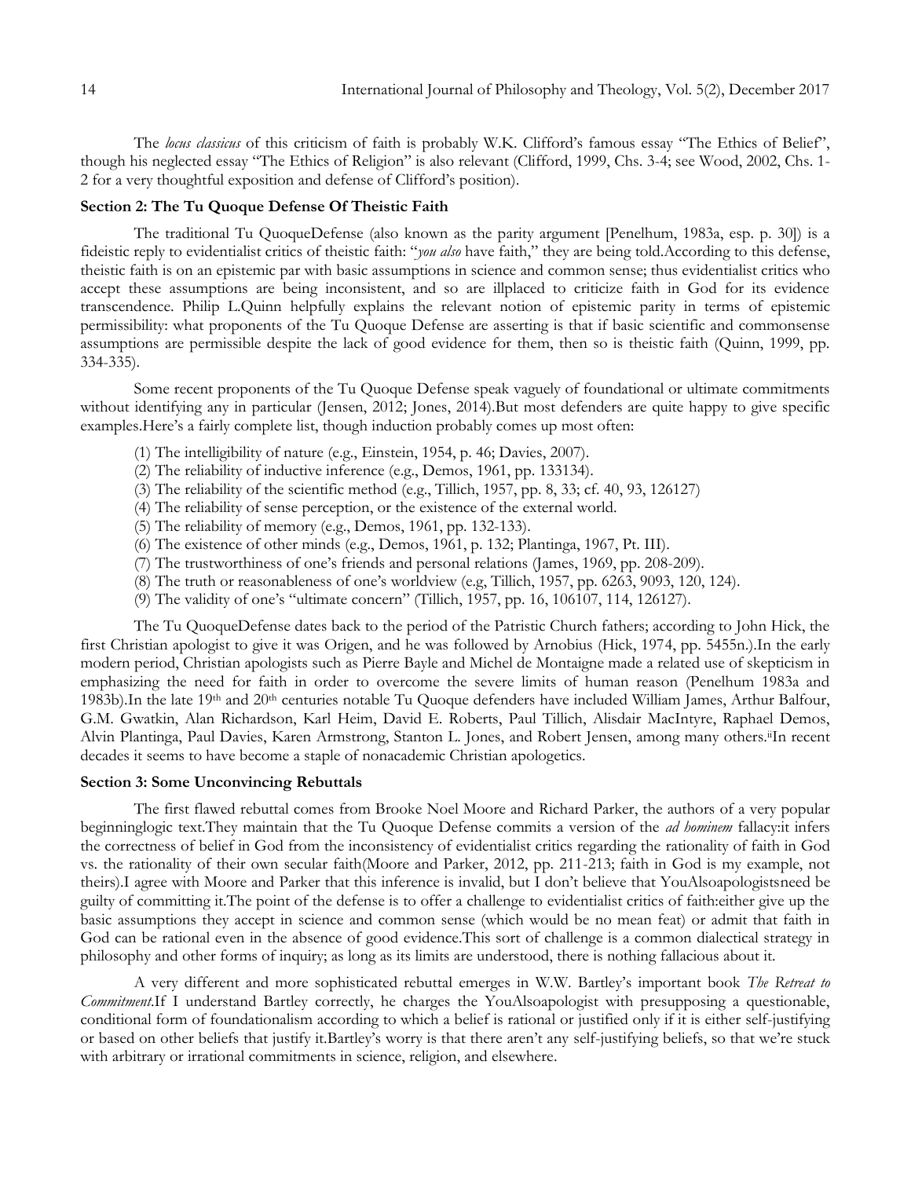The *locus classicus* of this criticism of faith is probably W.K. Clifford's famous essay "The Ethics of Belief", though his neglected essay "The Ethics of Religion" is also relevant (Clifford, 1999, Chs. 3-4; see Wood, 2002, Chs. 1-2 for a very thoughtful exposition and defense of Clifford's position).

### Section 2: The Tu Quoque Defense Of Theistic Faith

The traditional Tu QuoqueDefense (also known as the parity argument [Penelhum, 1983a, esp. p. 30]) is a fideistic reply to evidentialist critics of theistic faith: "*you also* have faith," they are being told.According to this defense, theistic faith is on an epistemic par with basic assumptions in science and common sense; thus evidentialist critics who accept these assumptions are being inconsistent, and so are illplaced to criticize faith in God for its evidence transcendence. Philip L.Quinn helpfully explains the relevant notion of epistemic parity in terms of epistemic permissibility: what proponents of the Tu Quoque Defense are asserting is that if basic scientific and commonsense assumptions are permissible despite the lack of good evidence for them, then so is theistic faith (Quinn, 1999, pp. 334-335).

Some recent proponents of the Tu Quoque Defense speak vaguely of foundational or ultimate commitments without identifying any in particular (Jensen, 2012; Jones, 2014).But most defenders are quite happy to give specific examples.Here's a fairly complete list, though induction probably comes up most often:

(1) The intelligibility of nature (e.g., Einstein, 1954, p. 46; Davies, 2007).
(2) The reliability of inductive inference (e.g., Demos, 1961, pp. 133134).
(3) The reliability of the scientific method (e.g., Tillich, 1957, pp. 8, 33; cf. 40, 93, 126127)
(4) The reliability of sense perception, or the existence of the external world.
(5) The reliability of memory (e.g., Demos, 1961, pp. 132-133).
(6) The existence of other minds (e.g., Demos, 1961, p. 132; Plantinga, 1967, Pt. III).
(7) The trustworthiness of one's friends and personal relations (James, 1969, pp. 208-209).
(8) The truth or reasonableness of one's worldview (e.g, Tillich, 1957, pp. 6263, 9093, 120, 124).
(9) The validity of one's "ultimate concern" (Tillich, 1957, pp. 16, 106107, 114, 126127).

The Tu QuoqueDefense dates back to the period of the Patristic Church fathers; according to John Hick, the first Christian apologist to give it was Origen, and he was followed by Arnobius (Hick, 1974, pp. 5455n.).In the early modern period, Christian apologists such as Pierre Bayle and Michel de Montaigne made a related use of skepticism in emphasizing the need for faith in order to overcome the severe limits of human reason (Penelhum 1983a and 1983b).In the late 19th and 20th centuries notable Tu Quoque defenders have included William James, Arthur Balfour, G.M. Gwatkin, Alan Richardson, Karl Heim, David E. Roberts, Paul Tillich, Alisdair MacIntyre, Raphael Demos, Alvin Plantinga, Paul Davies, Karen Armstrong, Stanton L. Jones, and Robert Jensen, among many others.[ii]In recent decades it seems to have become a staple of nonacademic Christian apologetics.

### Section 3: Some Unconvincing Rebuttals

The first flawed rebuttal comes from Brooke Noel Moore and Richard Parker, the authors of a very popular beginninglogic text.They maintain that the Tu Quoque Defense commits a version of the *ad hominem* fallacy:it infers the correctness of belief in God from the inconsistency of evidentialist critics regarding the rationality of faith in God vs. the rationality of their own secular faith(Moore and Parker, 2012, pp. 211-213; faith in God is my example, not theirs).I agree with Moore and Parker that this inference is invalid, but I don't believe that YouAlsoapologistsneed be guilty of committing it.The point of the defense is to offer a challenge to evidentialist critics of faith:either give up the basic assumptions they accept in science and common sense (which would be no mean feat) or admit that faith in God can be rational even in the absence of good evidence.This sort of challenge is a common dialectical strategy in philosophy and other forms of inquiry; as long as its limits are understood, there is nothing fallacious about it.

A very different and more sophisticated rebuttal emerges in W.W. Bartley's important book *The Retreat to Commitment*.If I understand Bartley correctly, he charges the YouAlsoapologist with presupposing a questionable, conditional form of foundationalism according to which a belief is rational or justified only if it is either self-justifying or based on other beliefs that justify it.Bartley's worry is that there aren't any self-justifying beliefs, so that we're stuck with arbitrary or irrational commitments in science, religion, and elsewhere.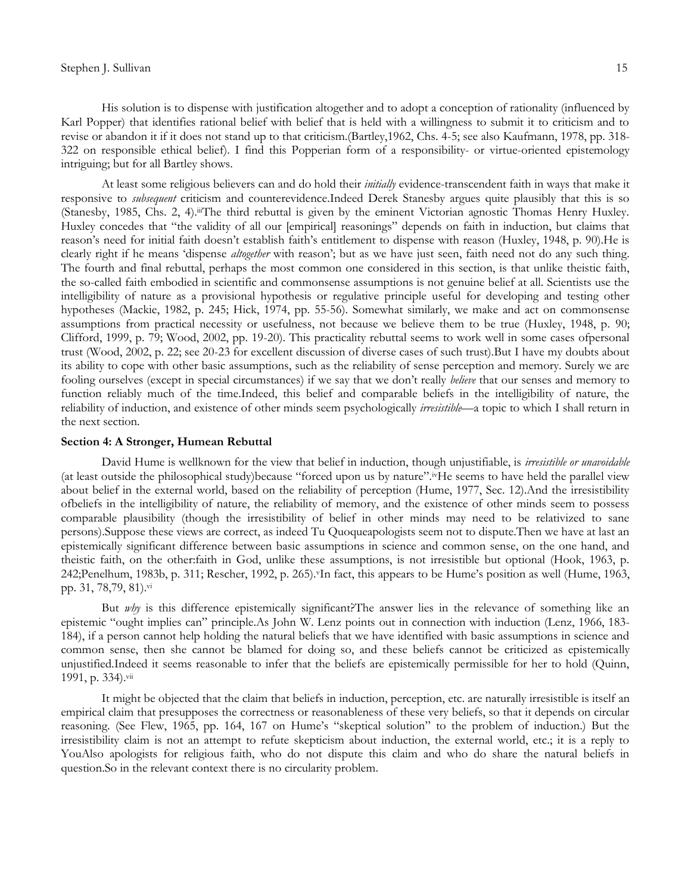His solution is to dispense with justification altogether and to adopt a conception of rationality (influenced by Karl Popper) that identifies rational belief with belief that is held with a willingness to submit it to criticism and to revise or abandon it if it does not stand up to that criticism.(Bartley,1962, Chs. 4-5; see also Kaufmann, 1978, pp. 318-322 on responsible ethical belief). I find this Popperian form of a responsibility- or virtue-oriented epistemology intriguing; but for all Bartley shows.

At least some religious believers can and do hold their *initially* evidence-transcendent faith in ways that make it responsive to *subsequent* criticism and counterevidence.Indeed Derek Stanesby argues quite plausibly that this is so (Stanesby, 1985, Chs. 2, 4).[iii]The third rebuttal is given by the eminent Victorian agnostic Thomas Henry Huxley. Huxley concedes that "the validity of all our [empirical] reasonings" depends on faith in induction, but claims that reason's need for initial faith doesn't establish faith's entitlement to dispense with reason (Huxley, 1948, p. 90).He is clearly right if he means 'dispense *altogether* with reason'; but as we have just seen, faith need not do any such thing. The fourth and final rebuttal, perhaps the most common one considered in this section, is that unlike theistic faith, the so-called faith embodied in scientific and commonsense assumptions is not genuine belief at all. Scientists use the intelligibility of nature as a provisional hypothesis or regulative principle useful for developing and testing other hypotheses (Mackie, 1982, p. 245; Hick, 1974, pp. 55-56). Somewhat similarly, we make and act on commonsense assumptions from practical necessity or usefulness, not because we believe them to be true (Huxley, 1948, p. 90; Clifford, 1999, p. 79; Wood, 2002, pp. 19-20). This practicality rebuttal seems to work well in some cases ofpersonal trust (Wood, 2002, p. 22; see 20-23 for excellent discussion of diverse cases of such trust).But I have my doubts about its ability to cope with other basic assumptions, such as the reliability of sense perception and memory. Surely we are fooling ourselves (except in special circumstances) if we say that we don't really *believe* that our senses and memory to function reliably much of the time.Indeed, this belief and comparable beliefs in the intelligibility of nature, the reliability of induction, and existence of other minds seem psychologically *irresistible*—a topic to which I shall return in the next section.

**Section 4: A Stronger, Humean Rebuttal**

David Hume is wellknown for the view that belief in induction, though unjustifiable, is *irresistible or unavoidable* (at least outside the philosophical study)because "forced upon us by nature".[iv]He seems to have held the parallel view about belief in the external world, based on the reliability of perception (Hume, 1977, Sec. 12).And the irresistibility ofbeliefs in the intelligibility of nature, the reliability of memory, and the existence of other minds seem to possess comparable plausibility (though the irresistibility of belief in other minds may need to be relativized to sane persons).Suppose these views are correct, as indeed Tu Quoqueapologists seem not to dispute.Then we have at last an epistemically significant difference between basic assumptions in science and common sense, on the one hand, and theistic faith, on the other:faith in God, unlike these assumptions, is not irresistible but optional (Hook, 1963, p. 242;Penelhum, 1983b, p. 311; Rescher, 1992, p. 265).[v]In fact, this appears to be Hume's position as well (Hume, 1963, pp. 31, 78,79, 81).[vi]

But *why* is this difference epistemically significant?The answer lies in the relevance of something like an epistemic "ought implies can" principle.As John W. Lenz points out in connection with induction (Lenz, 1966, 183-184), if a person cannot help holding the natural beliefs that we have identified with basic assumptions in science and common sense, then she cannot be blamed for doing so, and these beliefs cannot be criticized as epistemically unjustified.Indeed it seems reasonable to infer that the beliefs are epistemically permissible for her to hold (Quinn, 1991, p. 334).[vii]

It might be objected that the claim that beliefs in induction, perception, etc. are naturally irresistible is itself an empirical claim that presupposes the correctness or reasonableness of these very beliefs, so that it depends on circular reasoning. (See Flew, 1965, pp. 164, 167 on Hume's "skeptical solution" to the problem of induction.) But the irresistibility claim is not an attempt to refute skepticism about induction, the external world, etc.; it is a reply to YouAlso apologists for religious faith, who do not dispute this claim and who do share the natural beliefs in question.So in the relevant context there is no circularity problem.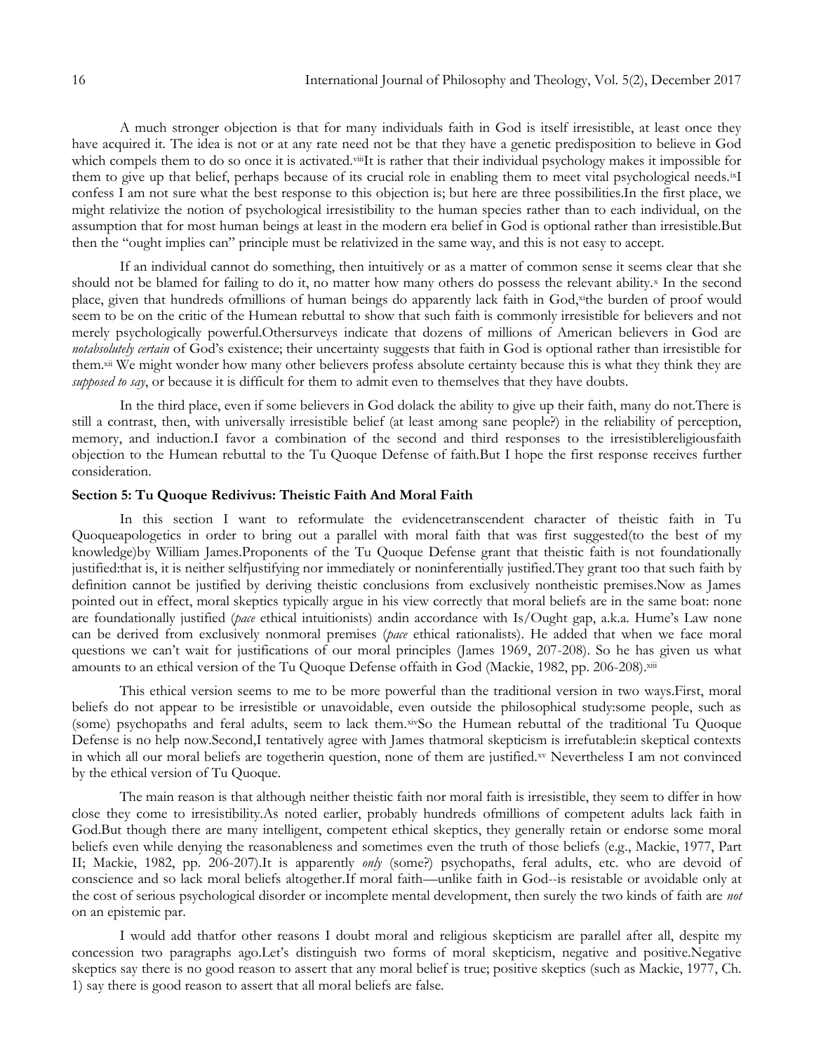A much stronger objection is that for many individuals faith in God is itself irresistible, at least once they have acquired it. The idea is not or at any rate need not be that they have a genetic predisposition to believe in God which compels them to do so once it is activated.[viii]It is rather that their individual psychology makes it impossible for them to give up that belief, perhaps because of its crucial role in enabling them to meet vital psychological needs.[ix]I confess I am not sure what the best response to this objection is; but here are three possibilities.In the first place, we might relativize the notion of psychological irresistibility to the human species rather than to each individual, on the assumption that for most human beings at least in the modern era belief in God is optional rather than irresistible.But then the "ought implies can" principle must be relativized in the same way, and this is not easy to accept.

If an individual cannot do something, then intuitively or as a matter of common sense it seems clear that she should not be blamed for failing to do it, no matter how many others do possess the relevant ability.[x] In the second place, given that hundreds ofmillions of human beings do apparently lack faith in God,[xi]the burden of proof would seem to be on the critic of the Humean rebuttal to show that such faith is commonly irresistible for believers and not merely psychologically powerful.Othersurveys indicate that dozens of millions of American believers in God are *notabsolutely certain* of God's existence; their uncertainty suggests that faith in God is optional rather than irresistible for them.[xii] We might wonder how many other believers profess absolute certainty because this is what they think they are *supposed to say*, or because it is difficult for them to admit even to themselves that they have doubts.

In the third place, even if some believers in God dolack the ability to give up their faith, many do not.There is still a contrast, then, with universally irresistible belief (at least among sane people?) in the reliability of perception, memory, and induction.I favor a combination of the second and third responses to the irresistiblereligiousfaith objection to the Humean rebuttal to the Tu Quoque Defense of faith.But I hope the first response receives further consideration.

**Section 5: Tu Quoque Redivivus: Theistic Faith And Moral Faith**

In this section I want to reformulate the evidencetranscendent character of theistic faith in Tu Quoqueapologetics in order to bring out a parallel with moral faith that was first suggested(to the best of my knowledge)by William James.Proponents of the Tu Quoque Defense grant that theistic faith is not foundationally justified:that is, it is neither selfjustifying nor immediately or noninferentially justified.They grant too that such faith by definition cannot be justified by deriving theistic conclusions from exclusively nontheistic premises.Now as James pointed out in effect, moral skeptics typically argue in his view correctly that moral beliefs are in the same boat: none are foundationally justified (*pace* ethical intuitionists) andin accordance with Is/Ought gap, a.k.a. Hume's Law none can be derived from exclusively nonmoral premises (*pace* ethical rationalists). He added that when we face moral questions we can't wait for justifications of our moral principles (James 1969, 207-208). So he has given us what amounts to an ethical version of the Tu Quoque Defense offaith in God (Mackie, 1982, pp. 206-208).[xiii]

This ethical version seems to me to be more powerful than the traditional version in two ways.First, moral beliefs do not appear to be irresistible or unavoidable, even outside the philosophical study:some people, such as (some) psychopaths and feral adults, seem to lack them.[xiv]So the Humean rebuttal of the traditional Tu Quoque Defense is no help now.Second,I tentatively agree with James thatmoral skepticism is irrefutable:in skeptical contexts in which all our moral beliefs are togetherin question, none of them are justified.[xv] Nevertheless I am not convinced by the ethical version of Tu Quoque.

The main reason is that although neither theistic faith nor moral faith is irresistible, they seem to differ in how close they come to irresistibility.As noted earlier, probably hundreds ofmillions of competent adults lack faith in God.But though there are many intelligent, competent ethical skeptics, they generally retain or endorse some moral beliefs even while denying the reasonableness and sometimes even the truth of those beliefs (e.g., Mackie, 1977, Part II; Mackie, 1982, pp. 206-207).It is apparently *only* (some?) psychopaths, feral adults, etc. who are devoid of conscience and so lack moral beliefs altogether.If moral faith—unlike faith in God--is resistable or avoidable only at the cost of serious psychological disorder or incomplete mental development, then surely the two kinds of faith are *not* on an epistemic par.

I would add thatfor other reasons I doubt moral and religious skepticism are parallel after all, despite my concession two paragraphs ago.Let's distinguish two forms of moral skepticism, negative and positive.Negative skeptics say there is no good reason to assert that any moral belief is true; positive skeptics (such as Mackie, 1977, Ch. 1) say there is good reason to assert that all moral beliefs are false.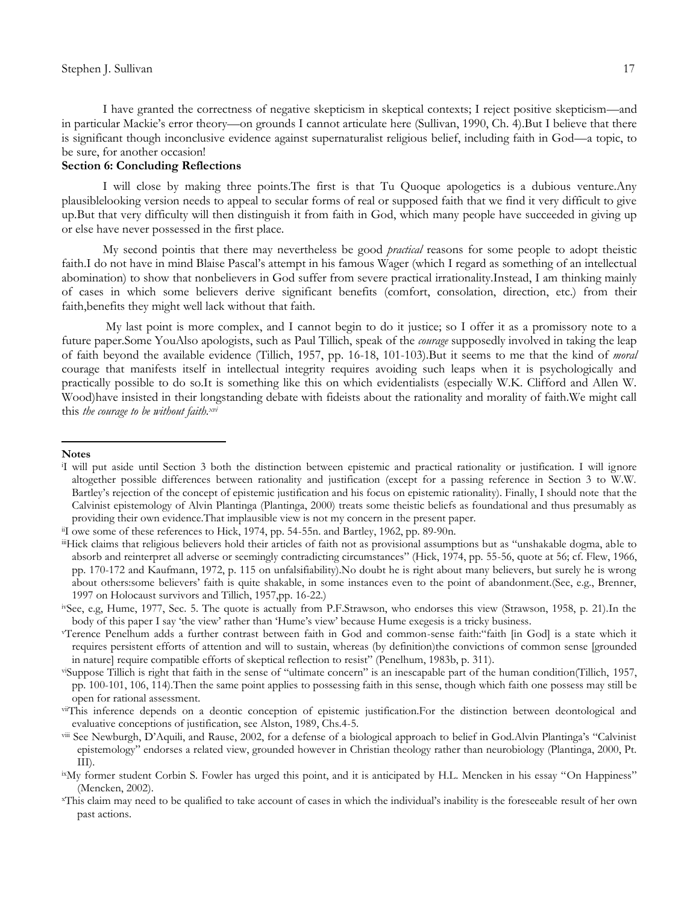I have granted the correctness of negative skepticism in skeptical contexts; I reject positive skepticism—and in particular Mackie's error theory—on grounds I cannot articulate here (Sullivan, 1990, Ch. 4).But I believe that there is significant though inconclusive evidence against supernaturalist religious belief, including faith in God—a topic, to be sure, for another occasion!

**Section 6: Concluding Reflections**

I will close by making three points.The first is that Tu Quoque apologetics is a dubious venture.Any plausiblelooking version needs to appeal to secular forms of real or supposed faith that we find it very difficult to give up.But that very difficulty will then distinguish it from faith in God, which many people have succeeded in giving up or else have never possessed in the first place.

My second pointis that there may nevertheless be good *practical* reasons for some people to adopt theistic faith.I do not have in mind Blaise Pascal's attempt in his famous Wager (which I regard as something of an intellectual abomination) to show that nonbelievers in God suffer from severe practical irrationality.Instead, I am thinking mainly of cases in which some believers derive significant benefits (comfort, consolation, direction, etc.) from their faith,benefits they might well lack without that faith.

My last point is more complex, and I cannot begin to do it justice; so I offer it as a promissory note to a future paper.Some YouAlso apologists, such as Paul Tillich, speak of the *courage* supposedly involved in taking the leap of faith beyond the available evidence (Tillich, 1957, pp. 16-18, 101-103).But it seems to me that the kind of *moral* courage that manifests itself in intellectual integrity requires avoiding such leaps when it is psychologically and practically possible to do so.It is something like this on which evidentialists (especially W.K. Clifford and Allen W. Wood)have insisted in their longstanding debate with fideists about the rationality and morality of faith.We might call this *the courage to be without faith.*[xvi]

**Notes**

[i]I will put aside until Section 3 both the distinction between epistemic and practical rationality or justification. I will ignore altogether possible differences between rationality and justification (except for a passing reference in Section 3 to W.W. Bartley's rejection of the concept of epistemic justification and his focus on epistemic rationality). Finally, I should note that the Calvinist epistemology of Alvin Plantinga (Plantinga, 2000) treats some theistic beliefs as foundational and thus presumably as providing their own evidence.That implausible view is not my concern in the present paper.

[ii]I owe some of these references to Hick, 1974, pp. 54-55n. and Bartley, 1962, pp. 89-90n.

[iii]Hick claims that religious believers hold their articles of faith not as provisional assumptions but as "unshakable dogma, able to absorb and reinterpret all adverse or seemingly contradicting circumstances" (Hick, 1974, pp. 55-56, quote at 56; cf. Flew, 1966, pp. 170-172 and Kaufmann, 1972, p. 115 on unfalsifiability).No doubt he is right about many believers, but surely he is wrong about others:some believers' faith is quite shakable, in some instances even to the point of abandonment.(See, e.g., Brenner, 1997 on Holocaust survivors and Tillich, 1957,pp. 16-22.)

[iv]See, e.g, Hume, 1977, Sec. 5. The quote is actually from P.F.Strawson, who endorses this view (Strawson, 1958, p. 21).In the body of this paper I say 'the view' rather than 'Hume's view' because Hume exegesis is a tricky business.

[v]Terence Penelhum adds a further contrast between faith in God and common-sense faith:"faith [in God] is a state which it requires persistent efforts of attention and will to sustain, whereas (by definition)the convictions of common sense [grounded in nature] require compatible efforts of skeptical reflection to resist" (Penelhum, 1983b, p. 311).

[vi]Suppose Tillich is right that faith in the sense of "ultimate concern" is an inescapable part of the human condition(Tillich, 1957, pp. 100-101, 106, 114).Then the same point applies to possessing faith in this sense, though which faith one possess may still be open for rational assessment.

[vii]This inference depends on a deontic conception of epistemic justification.For the distinction between deontological and evaluative conceptions of justification, see Alston, 1989, Chs.4-5.

[viii] See Newburgh, D'Aquili, and Rause, 2002, for a defense of a biological approach to belief in God.Alvin Plantinga's "Calvinist epistemology" endorses a related view, grounded however in Christian theology rather than neurobiology (Plantinga, 2000, Pt. III).

[ix]My former student Corbin S. Fowler has urged this point, and it is anticipated by H.L. Mencken in his essay "On Happiness" (Mencken, 2002).

[x]This claim may need to be qualified to take account of cases in which the individual's inability is the foreseeable result of her own past actions.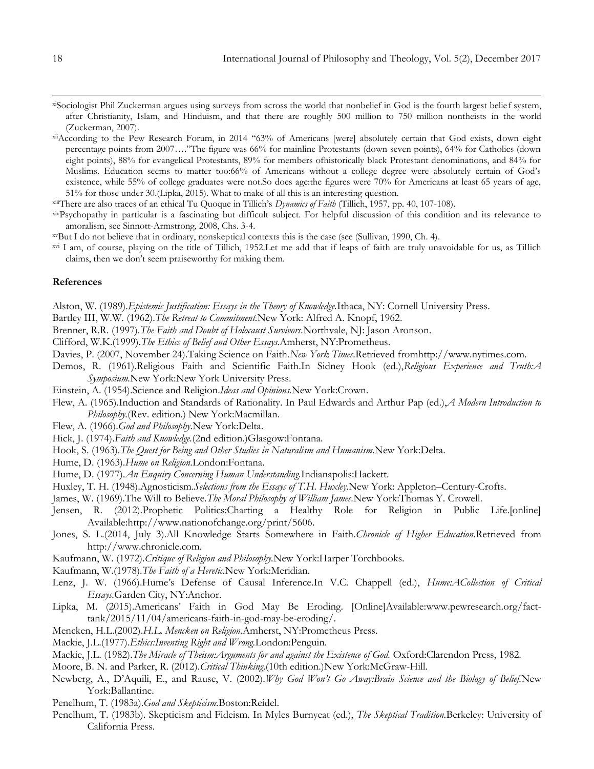[xi] Sociologist Phil Zuckerman argues using surveys from across the world that nonbelief in God is the fourth largest belief system, after Christianity, Islam, and Hinduism, and that there are roughly 500 million to 750 million nontheists in the world (Zuckerman, 2007).

[xii] According to the Pew Research Forum, in 2014 "63% of Americans [were] absolutely certain that God exists, down eight percentage points from 2007…."The figure was 66% for mainline Protestants (down seven points), 64% for Catholics (down eight points), 88% for evangelical Protestants, 89% for members ofhistorically black Protestant denominations, and 84% for Muslims. Education seems to matter too:66% of Americans without a college degree were absolutely certain of God's existence, while 55% of college graduates were not.So does age:the figures were 70% for Americans at least 65 years of age, 51% for those under 30.(Lipka, 2015). What to make of all this is an interesting question.

[xiii] There are also traces of an ethical Tu Quoque in Tillich's *Dynamics of Faith* (Tillich, 1957, pp. 40, 107-108).

[xiv] Psychopathy in particular is a fascinating but difficult subject. For helpful discussion of this condition and its relevance to amoralism, see Sinnott-Armstrong, 2008, Chs. 3-4.

[xv] But I do not believe that in ordinary, nonskeptical contexts this is the case (see (Sullivan, 1990, Ch. 4).

[xvi] I am, of course, playing on the title of Tillich, 1952.Let me add that if leaps of faith are truly unavoidable for us, as Tillich claims, then we don't seem praiseworthy for making them.

## References

Alston, W. (1989).*Epistemic Justification: Essays in the Theory of Knowledge.*Ithaca, NY: Cornell University Press.

Bartley III, W.W. (1962).*The Retreat to Commitment.*New York: Alfred A. Knopf, 1962.

Brenner, R.R. (1997).*The Faith and Doubt of Holocaust Survivors.*Northvale, NJ: Jason Aronson.

Clifford, W.K.(1999).*The Ethics of Belief and Other Essays.*Amherst, NY:Prometheus.

Davies, P. (2007, November 24).Taking Science on Faith.*New York Times.*Retrieved fromhttp://www.nytimes.com.

Demos, R. (1961).Religious Faith and Scientific Faith.In Sidney Hook (ed.),*Religious Experience and Truth:A Symposium.*New York:New York University Press.

Einstein, A. (1954).Science and Religion.*Ideas and Opinions.*New York:Crown.

Flew, A. (1965).Induction and Standards of Rationality. In Paul Edwards and Arthur Pap (ed.),*A Modern Introduction to Philosophy.*(Rev. edition.) New York:Macmillan.

Flew, A. (1966).*God and Philosophy.*New York:Delta.

Hick, J. (1974).*Faith and Knowledge.*(2nd edition.)Glasgow:Fontana.

Hook, S. (1963).*The Quest for Being and Other Studies in Naturalism and Humanism.*New York:Delta.

Hume, D. (1963).*Hume on Religion.*London:Fontana.

Hume, D. (1977).*An Enquiry Concerning Human Understanding.*Indianapolis:Hackett.

Huxley, T. H. (1948).Agnosticism.*Selections from the Essays of T.H. Huxley.*New York: Appleton–Century-Crofts.

James, W. (1969).The Will to Believe.*The Moral Philosophy of William James.*New York:Thomas Y. Crowell.

Jensen, R. (2012).Prophetic Politics:Charting a Healthy Role for Religion in Public Life.[online] Available:http://www.nationofchange.org/print/5606.

Jones, S. L.(2014, July 3).All Knowledge Starts Somewhere in Faith.*Chronicle of Higher Education.*Retrieved from http://www.chronicle.com.

Kaufmann, W. (1972).*Critique of Religion and Philosophy.*New York:Harper Torchbooks.

Kaufmann, W.(1978).*The Faith of a Heretic.*New York:Meridian.

Lenz, J. W. (1966).Hume's Defense of Causal Inference.In V.C. Chappell (ed.), *Hume:ACollection of Critical Essays.*Garden City, NY:Anchor.

Lipka, M. (2015).Americans' Faith in God May Be Eroding. [Online]Available:www.pewresearch.org/fact-tank/2015/11/04/americans-faith-in-god-may-be-eroding/.

Mencken, H.L.(2002).*H.L. Mencken on Religion.*Amherst, NY:Prometheus Press.

Mackie, J.L.(1977).*Ethics:Inventing Right and Wrong.*London:Penguin.

Mackie, J.L. (1982).*The Miracle of Theism:Arguments for and against the Existence of God.* Oxford:Clarendon Press, 1982.

Moore, B. N. and Parker, R. (2012).*Critical Thinking.*(10th edition.)New York:McGraw-Hill.

Newberg, A., D'Aquili, E., and Rause, V. (2002).*Why God Won't Go Away:Brain Science and the Biology of Belief.*New York:Ballantine.

Penelhum, T. (1983a).*God and Skepticism.*Boston:Reidel.

Penelhum, T. (1983b). Skepticism and Fideism. In Myles Burnyeat (ed.), *The Skeptical Tradition.*Berkeley: University of California Press.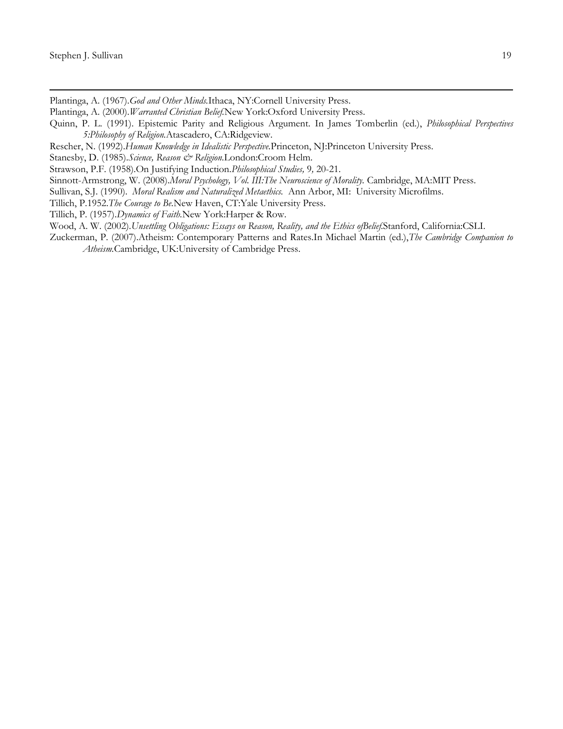Plantinga, A. (1967).*God and Other Minds.*Ithaca, NY:Cornell University Press.

Plantinga, A. (2000).*Warranted Christian Belief.*New York:Oxford University Press.

Quinn, P. L. (1991). Epistemic Parity and Religious Argument. In James Tomberlin (ed.), *Philosophical Perspectives 5:Philosophy of Religion.*Atascadero, CA:Ridgeview.

Rescher, N. (1992).*Human Knowledge in Idealistic Perspective.*Princeton, NJ:Princeton University Press.

Stanesby, D. (1985).*Science, Reason & Religion.*London:Croom Helm.

Strawson, P.F. (1958).On Justifying Induction.*Philosophical Studies,* 9, 20-21.

Sinnott-Armstrong, W. (2008).*Moral Psychology, Vol. III:The Neuroscience of Morality.* Cambridge, MA:MIT Press.

Sullivan, S.J. (1990). *Moral Realism and Naturalized Metaethics.* Ann Arbor, MI: University Microfilms.

Tillich, P.1952.*The Courage to Be.*New Haven, CT:Yale University Press.

Tillich, P. (1957).*Dynamics of Faith.*New York:Harper & Row.

Wood, A. W. (2002).*Unsettling Obligations: Essays on Reason, Reality, and the Ethics ofBelief.*Stanford, California:CSLI.

Zuckerman, P. (2007).Atheism: Contemporary Patterns and Rates.In Michael Martin (ed.),*The Cambridge Companion to Atheism.*Cambridge, UK:University of Cambridge Press.